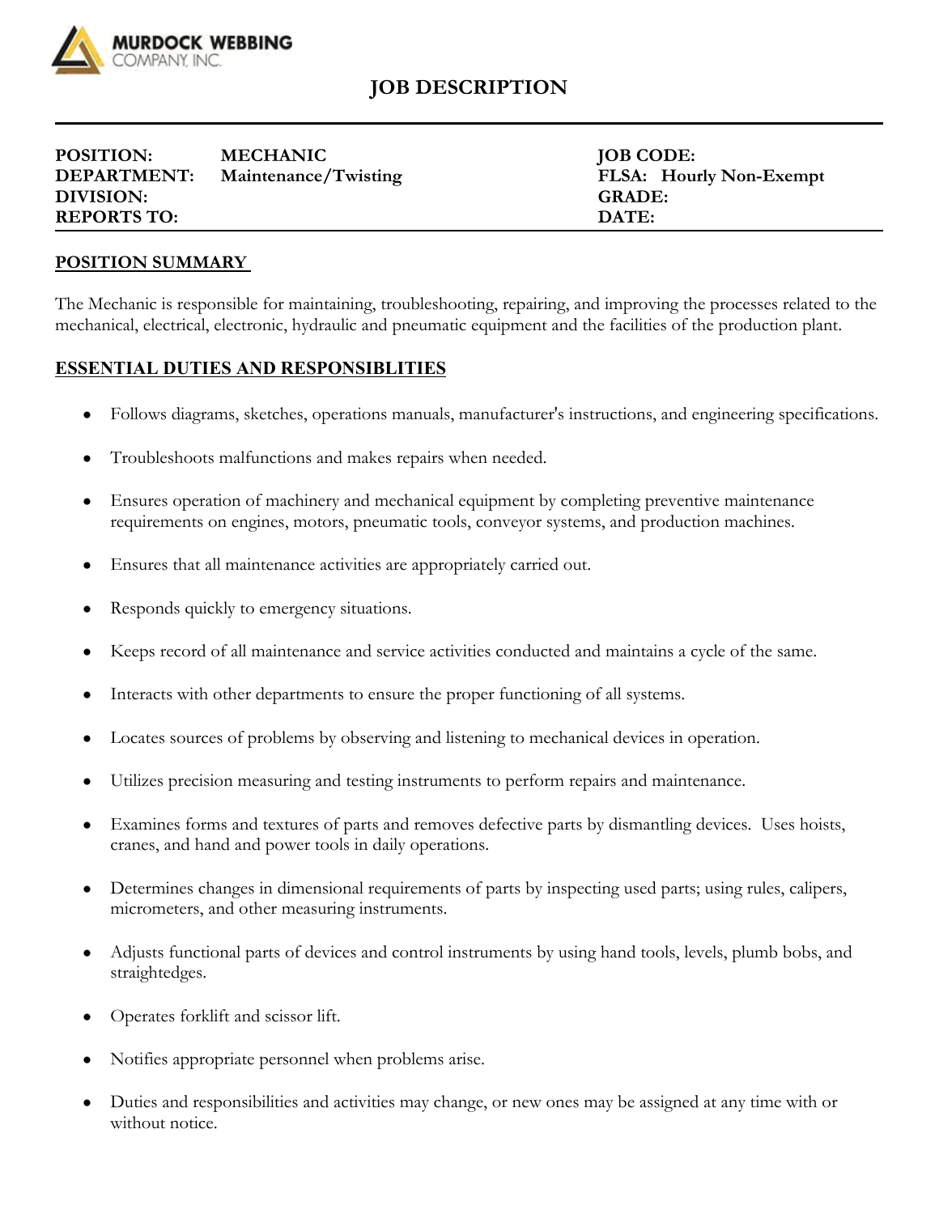MURDOCK WEBBING COMPANY, INC.

# JOB DESCRIPTION

| | | | |
|---|---|---|---|
| **POSITION:** | **MECHANIC** | **JOB CODE:** | |
| **DEPARTMENT:** | **Maintenance/Twisting** | **FLSA:** | **Hourly Non-Exempt** |
| **DIVISION:** | | **GRADE:** | |
| **REPORTS TO:** | | **DATE:** | |

## POSITION SUMMARY

The Mechanic is responsible for maintaining, troubleshooting, repairing, and improving the processes related to the mechanical, electrical, electronic, hydraulic and pneumatic equipment and the facilities of the production plant.

## ESSENTIAL DUTIES AND RESPONSIBLITIES

- Follows diagrams, sketches, operations manuals, manufacturer's instructions, and engineering specifications.
- Troubleshoots malfunctions and makes repairs when needed.
- Ensures operation of machinery and mechanical equipment by completing preventive maintenance requirements on engines, motors, pneumatic tools, conveyor systems, and production machines.
- Ensures that all maintenance activities are appropriately carried out.
- Responds quickly to emergency situations.
- Keeps record of all maintenance and service activities conducted and maintains a cycle of the same.
- Interacts with other departments to ensure the proper functioning of all systems.
- Locates sources of problems by observing and listening to mechanical devices in operation.
- Utilizes precision measuring and testing instruments to perform repairs and maintenance.
- Examines forms and textures of parts and removes defective parts by dismantling devices. Uses hoists, cranes, and hand and power tools in daily operations.
- Determines changes in dimensional requirements of parts by inspecting used parts; using rules, calipers, micrometers, and other measuring instruments.
- Adjusts functional parts of devices and control instruments by using hand tools, levels, plumb bobs, and straightedges.
- Operates forklift and scissor lift.
- Notifies appropriate personnel when problems arise.
- Duties and responsibilities and activities may change, or new ones may be assigned at any time with or without notice.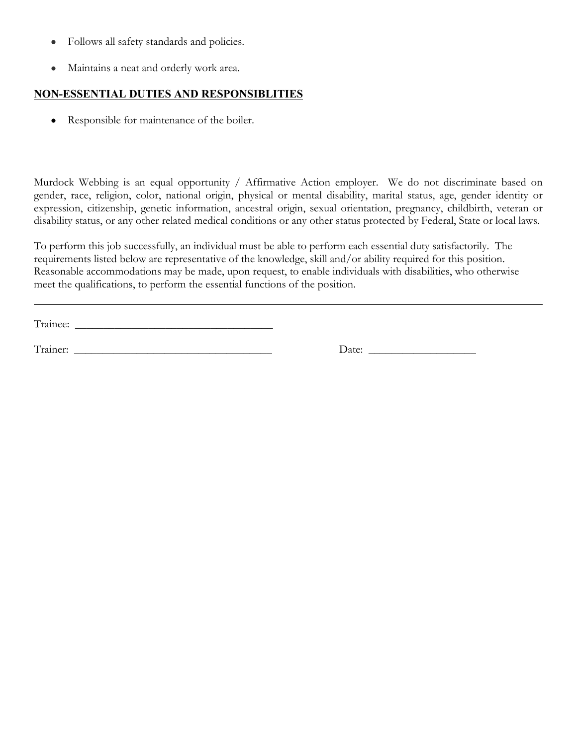- Follows all safety standards and policies.
- Maintains a neat and orderly work area.

**NON-ESSENTIAL DUTIES AND RESPONSIBLITIES**

- Responsible for maintenance of the boiler.

Murdock Webbing is an equal opportunity / Affirmative Action employer. We do not discriminate based on gender, race, religion, color, national origin, physical or mental disability, marital status, age, gender identity or expression, citizenship, genetic information, ancestral origin, sexual orientation, pregnancy, childbirth, veteran or disability status, or any other related medical conditions or any other status protected by Federal, State or local laws.

To perform this job successfully, an individual must be able to perform each essential duty satisfactorily. The requirements listed below are representative of the knowledge, skill and/or ability required for this position. Reasonable accommodations may be made, upon request, to enable individuals with disabilities, who otherwise meet the qualifications, to perform the essential functions of the position.

---

Trainee: ___________________________________

Trainer: ___________________________________ Date: __________________